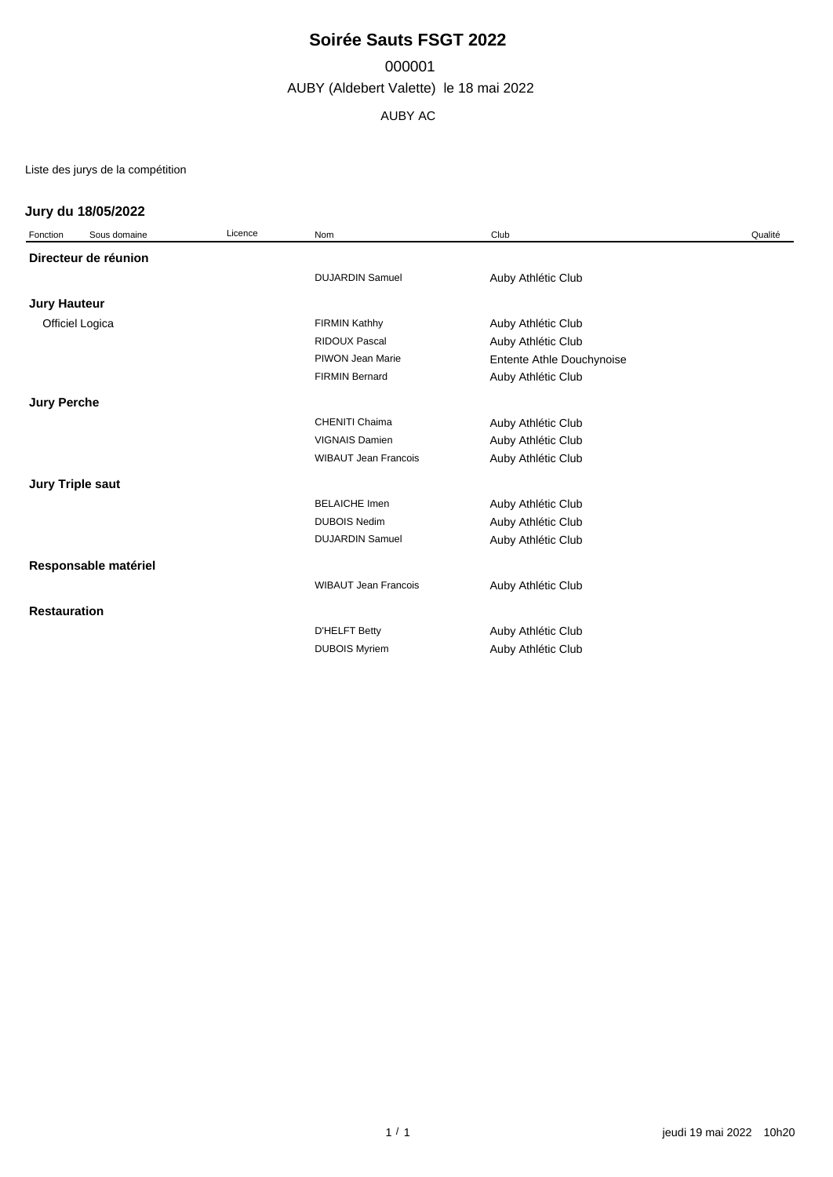# Soirée Sauts FSGT 2022

000001

AUBY (Aldebert Valette) le 18 mai 2022

AUBY AC

Liste des jurys de la compétition

## Jury du 18/05/2022

| Fonction | Sous domaine | Licence | Nom | Club | Qualité |
|---|---|---|---|---|---|
| **Directeur de réunion** | | | | | |
| | | | DUJARDIN Samuel | Auby Athlétic Club | |
| **Jury Hauteur** | | | | | |
| Officiel Logica | | | FIRMIN Kathhy | Auby Athlétic Club | |
| | | | RIDOUX Pascal | Auby Athlétic Club | |
| | | | PIWON Jean Marie | Entente Athle Douchynoise | |
| | | | FIRMIN Bernard | Auby Athlétic Club | |
| **Jury Perche** | | | | | |
| | | | CHENITI Chaima | Auby Athlétic Club | |
| | | | VIGNAIS Damien | Auby Athlétic Club | |
| | | | WIBAUT Jean Francois | Auby Athlétic Club | |
| **Jury Triple saut** | | | | | |
| | | | BELAICHE Imen | Auby Athlétic Club | |
| | | | DUBOIS Nedim | Auby Athlétic Club | |
| | | | DUJARDIN Samuel | Auby Athlétic Club | |
| **Responsable matériel** | | | | | |
| | | | WIBAUT Jean Francois | Auby Athlétic Club | |
| **Restauration** | | | | | |
| | | | D'HELFT Betty | Auby Athlétic Club | |
| | | | DUBOIS Myriem | Auby Athlétic Club | |

jeudi 19 mai 2022 10h20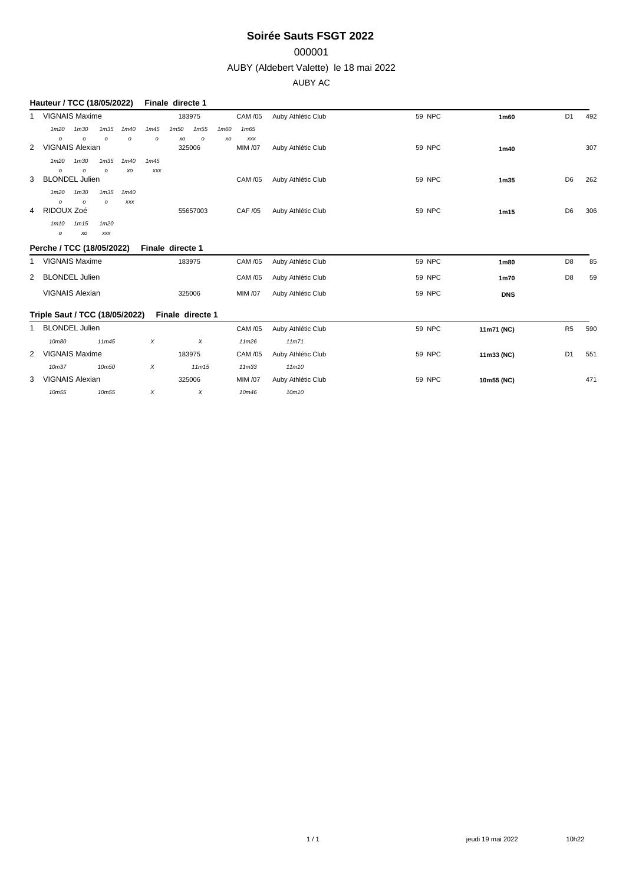# Soirée Sauts FSGT 2022

000001

AUBY (Aldebert Valette) le 18 mai 2022

AUBY AC

### Hauteur / TCC (18/05/2022) Finale directe 1

| | | | | | | | | |
|---|---|---|---|---|---|---|---|---|
| 1 | VIGNAIS Maxime | 183975 | CAM /05 | Auby Athlétic Club | 59 NPC | **1m60** | D1 | 492 |
| | *1m20 1m30 1m35 1m40 1m45 1m50 1m55 1m60 1m65* | | | | | | | |
| | *o o o o o xo o xo xxx* | | | | | | | |
| 2 | VIGNAIS Alexian | 325006 | MIM /07 | Auby Athlétic Club | 59 NPC | **1m40** | | 307 |
| | *1m20 1m30 1m35 1m40 1m45* | | | | | | | |
| | *o o o xo xxx* | | | | | | | |
| 3 | BLONDEL Julien | | CAM /05 | Auby Athlétic Club | 59 NPC | **1m35** | D6 | 262 |
| | *1m20 1m30 1m35 1m40* | | | | | | | |
| | *o o o xxx* | | | | | | | |
| 4 | RIDOUX Zoé | 55657003 | CAF /05 | Auby Athlétic Club | 59 NPC | **1m15** | D6 | 306 |
| | *1m10 1m15 1m20* | | | | | | | |
| | *o xo xxx* | | | | | | | |

### Perche / TCC (18/05/2022) Finale directe 1

| | | | | | | | | |
|---|---|---|---|---|---|---|---|---|
| 1 | VIGNAIS Maxime | 183975 | CAM /05 | Auby Athlétic Club | 59 NPC | **1m80** | D8 | 85 |
| 2 | BLONDEL Julien | | CAM /05 | Auby Athlétic Club | 59 NPC | **1m70** | D8 | 59 |
| | VIGNAIS Alexian | 325006 | MIM /07 | Auby Athlétic Club | 59 NPC | **DNS** | | |

### Triple Saut / TCC (18/05/2022) Finale directe 1

| | | | | | | | | |
|---|---|---|---|---|---|---|---|---|
| 1 | BLONDEL Julien | | CAM /05 | Auby Athlétic Club | 59 NPC | **11m71 (NC)** | R5 | 590 |
| | *10m80 11m45 X X 11m26 11m71* | | | | | | | |
| 2 | VIGNAIS Maxime | 183975 | CAM /05 | Auby Athlétic Club | 59 NPC | **11m33 (NC)** | D1 | 551 |
| | *10m37 10m50 X 11m15 11m33 11m10* | | | | | | | |
| 3 | VIGNAIS Alexian | 325006 | MIM /07 | Auby Athlétic Club | 59 NPC | **10m55 (NC)** | | 471 |
| | *10m55 10m55 X X 10m46 10m10* | | | | | | | |

jeudi 19 mai 2022 10h22